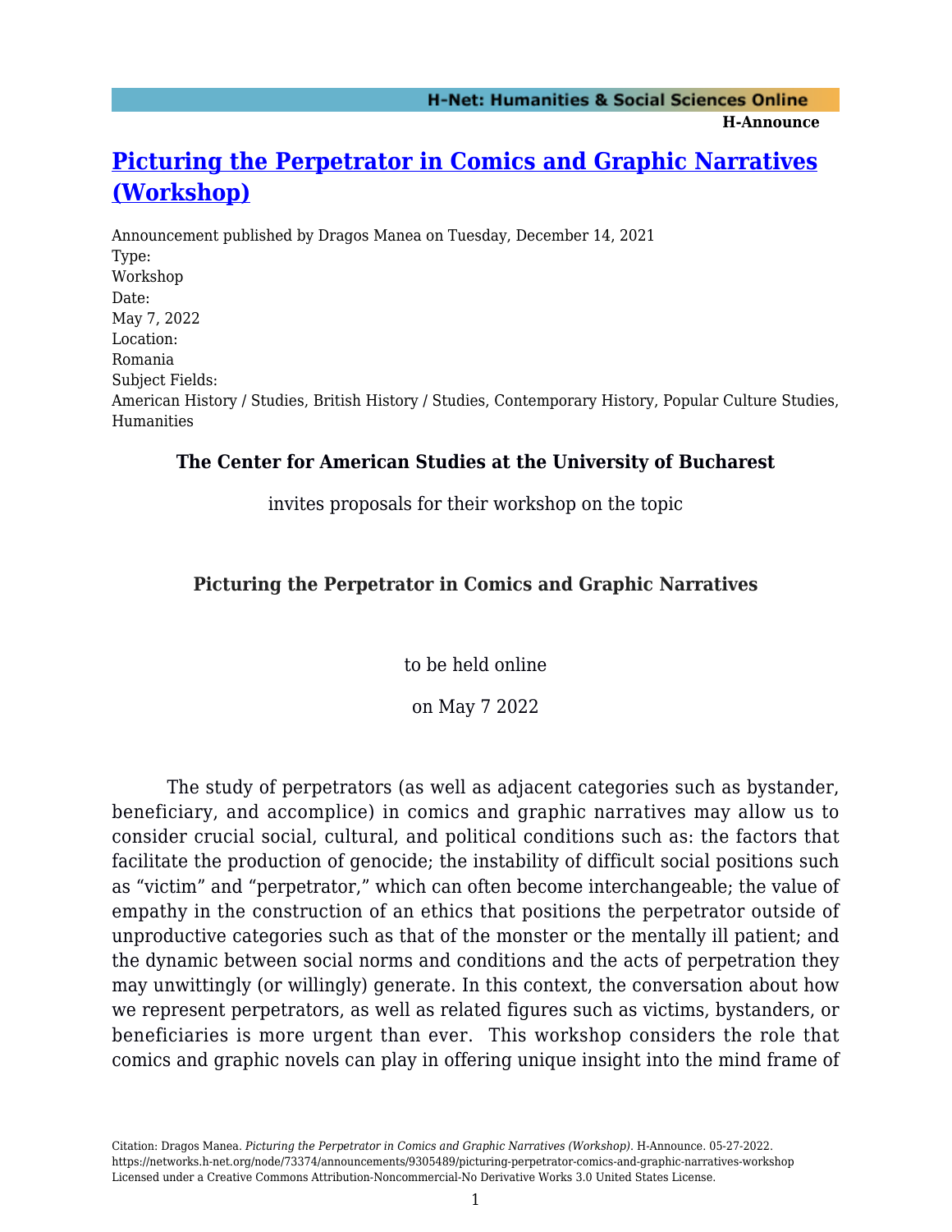# [Picturing the Perpetrator in Comics and Graphic Narratives (Workshop)](https://networks.h-net.org/node/73374/announcements/9305489/picturing-perpetrator-comics-and-graphic-narratives-workshop)

Announcement published by Dragos Manea on Tuesday, December 14, 2021

Type:
Workshop

Date:
May 7, 2022

Location:
Romania

Subject Fields:
American History / Studies, British History / Studies, Contemporary History, Popular Culture Studies, Humanities

**The Center for American Studies at the University of Bucharest**

invites proposals for their workshop on the topic

**Picturing the Perpetrator in Comics and Graphic Narratives**

to be held online

on May 7 2022

The study of perpetrators (as well as adjacent categories such as bystander, beneficiary, and accomplice) in comics and graphic narratives may allow us to consider crucial social, cultural, and political conditions such as: the factors that facilitate the production of genocide; the instability of difficult social positions such as "victim" and "perpetrator," which can often become interchangeable; the value of empathy in the construction of an ethics that positions the perpetrator outside of unproductive categories such as that of the monster or the mentally ill patient; and the dynamic between social norms and conditions and the acts of perpetration they may unwittingly (or willingly) generate. In this context, the conversation about how we represent perpetrators, as well as related figures such as victims, bystanders, or beneficiaries is more urgent than ever. This workshop considers the role that comics and graphic novels can play in offering unique insight into the mind frame of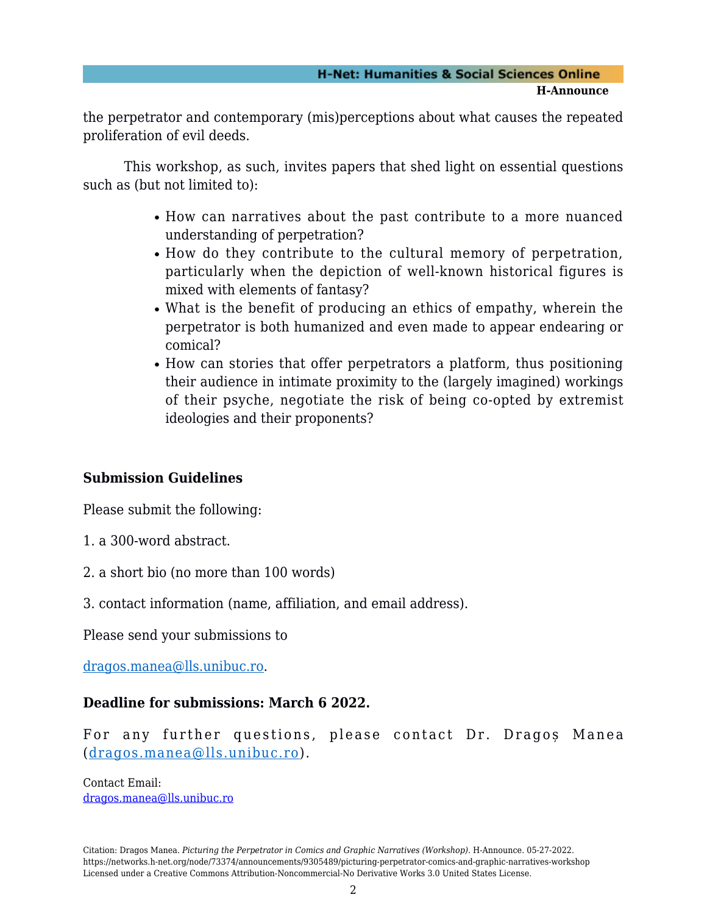the perpetrator and contemporary (mis)perceptions about what causes the repeated proliferation of evil deeds.

This workshop, as such, invites papers that shed light on essential questions such as (but not limited to):

- How can narratives about the past contribute to a more nuanced understanding of perpetration?
- How do they contribute to the cultural memory of perpetration, particularly when the depiction of well-known historical figures is mixed with elements of fantasy?
- What is the benefit of producing an ethics of empathy, wherein the perpetrator is both humanized and even made to appear endearing or comical?
- How can stories that offer perpetrators a platform, thus positioning their audience in intimate proximity to the (largely imagined) workings of their psyche, negotiate the risk of being co-opted by extremist ideologies and their proponents?

**Submission Guidelines**

Please submit the following:

1. a 300-word abstract.

2. a short bio (no more than 100 words)

3. contact information (name, affiliation, and email address).

Please send your submissions to

dragos.manea@lls.unibuc.ro.

**Deadline for submissions: March 6 2022.**

For any further questions, please contact Dr. Dragoș Manea (dragos.manea@lls.unibuc.ro).

Contact Email:
dragos.manea@lls.unibuc.ro

Citation: Dragos Manea. *Picturing the Perpetrator in Comics and Graphic Narratives (Workshop)*. H-Announce. 05-27-2022.
https://networks.h-net.org/node/73374/announcements/9305489/picturing-perpetrator-comics-and-graphic-narratives-workshop
Licensed under a Creative Commons Attribution-Noncommercial-No Derivative Works 3.0 United States License.